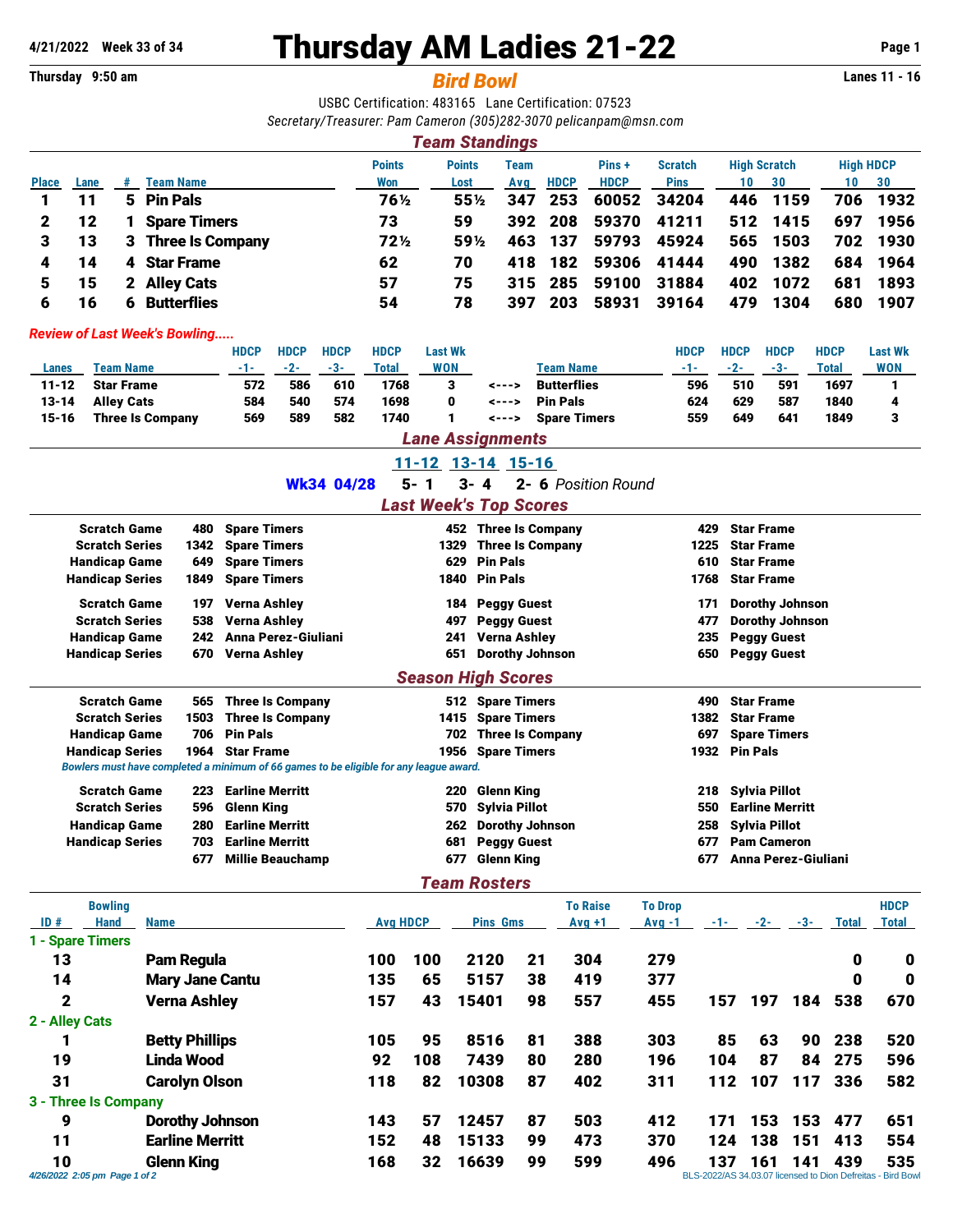4/21/2022 Week 33 of 34

# Thursday AM Ladies 21-22

Thursday 9:50 am

## Bird Bowl

Lanes 11 - 16

USBC Certification: 483165 Lane Certification: 07523

*Secretary/Treasurer: Pam Cameron (305)282-3070 pelicanpam@msn.com*

## Team Standings

| Place | Lane | # | Team Name | Points Won | Points Lost | Team Avg | HDCP | Pins + HDCP | Scratch Pins | High Scratch 10 | High Scratch 30 | High HDCP 10 | High HDCP 30 |
|---|---|---|---|---|---|---|---|---|---|---|---|---|---|
| 1 | 11 | 5 | Pin Pals | 76½ | 55½ | 347 | 253 | 60052 | 34204 | 446 | 1159 | 706 | 1932 |
| 2 | 12 | 1 | Spare Timers | 73 | 59 | 392 | 208 | 59370 | 41211 | 512 | 1415 | 697 | 1956 |
| 3 | 13 | 3 | Three Is Company | 72½ | 59½ | 463 | 137 | 59793 | 45924 | 565 | 1503 | 702 | 1930 |
| 4 | 14 | 4 | Star Frame | 62 | 70 | 418 | 182 | 59306 | 41444 | 490 | 1382 | 684 | 1964 |
| 5 | 15 | 2 | Alley Cats | 57 | 75 | 315 | 285 | 59100 | 31884 | 402 | 1072 | 681 | 1893 |
| 6 | 16 | 6 | Butterflies | 54 | 78 | 397 | 203 | 58931 | 39164 | 479 | 1304 | 680 | 1907 |

*Review of Last Week's Bowling.....*

| Lanes | Team Name | HDCP -1- | HDCP -2- | HDCP -3- | HDCP Total | Last Wk WON | | Team Name | HDCP -1- | HDCP -2- | HDCP -3- | HDCP Total | Last Wk WON |
|---|---|---|---|---|---|---|---|---|---|---|---|---|---|
| 11-12 | Star Frame | 572 | 586 | 610 | 1768 | 3 | <---> | Butterflies | 596 | 510 | 591 | 1697 | 1 |
| 13-14 | Alley Cats | 584 | 540 | 574 | 1698 | 0 | <---> | Pin Pals | 624 | 629 | 587 | 1840 | 4 |
| 15-16 | Three Is Company | 569 | 589 | 582 | 1740 | 1 | <---> | Spare Timers | 559 | 649 | 641 | 1849 | 3 |

## Lane Assignments

| | 11-12 | 13-14 | 15-16 | |
|---|---|---|---|---|
| Wk34 04/28 | 5- 1 | 3- 4 | 2- 6 | *Position Round* |

## Last Week's Top Scores

| | | | | | | |
|---|---|---|---|---|---|---|
| Scratch Game | 480 | Spare Timers | 452 | Three Is Company | 429 | Star Frame |
| Scratch Series | 1342 | Spare Timers | 1329 | Three Is Company | 1225 | Star Frame |
| Handicap Game | 649 | Spare Timers | 629 | Pin Pals | 610 | Star Frame |
| Handicap Series | 1849 | Spare Timers | 1840 | Pin Pals | 1768 | Star Frame |
| Scratch Game | 197 | Verna Ashley | 184 | Peggy Guest | 171 | Dorothy Johnson |
| Scratch Series | 538 | Verna Ashley | 497 | Peggy Guest | 477 | Dorothy Johnson |
| Handicap Game | 242 | Anna Perez-Giuliani | 241 | Verna Ashley | 235 | Peggy Guest |
| Handicap Series | 670 | Verna Ashley | 651 | Dorothy Johnson | 650 | Peggy Guest |

## Season High Scores

| | | | | | | |
|---|---|---|---|---|---|---|
| Scratch Game | 565 | Three Is Company | 512 | Spare Timers | 490 | Star Frame |
| Scratch Series | 1503 | Three Is Company | 1415 | Spare Timers | 1382 | Star Frame |
| Handicap Game | 706 | Pin Pals | 702 | Three Is Company | 697 | Spare Timers |
| Handicap Series | 1964 | Star Frame | 1956 | Spare Timers | 1932 | Pin Pals |

*Bowlers must have completed a minimum of 66 games to be eligible for any league award.*

| | | | | | | |
|---|---|---|---|---|---|---|
| Scratch Game | 223 | Earline Merritt | 220 | Glenn King | 218 | Sylvia Pillot |
| Scratch Series | 596 | Glenn King | 570 | Sylvia Pillot | 550 | Earline Merritt |
| Handicap Game | 280 | Earline Merritt | 262 | Dorothy Johnson | 258 | Sylvia Pillot |
| Handicap Series | 703 | Earline Merritt | 681 | Peggy Guest | 677 | Pam Cameron |
| | 677 | Millie Beauchamp | 677 | Glenn King | 677 | Anna Perez-Giuliani |

## Team Rosters

| ID # | Bowling Hand | Name | Avg | HDCP | Pins | Gms | To Raise Avg +1 | To Drop Avg -1 | -1- | -2- | -3- | Total | HDCP Total |
|---|---|---|---|---|---|---|---|---|---|---|---|---|---|
| **1 - Spare Timers** | | | | | | | | | | | | | |
| 13 | | Pam Regula | 100 | 100 | 2120 | 21 | 304 | 279 | | | | 0 | 0 |
| 14 | | Mary Jane Cantu | 135 | 65 | 5157 | 38 | 419 | 377 | | | | 0 | 0 |
| 2 | | Verna Ashley | 157 | 43 | 15401 | 98 | 557 | 455 | 157 | 197 | 184 | 538 | 670 |
| **2 - Alley Cats** | | | | | | | | | | | | | |
| 1 | | Betty Phillips | 105 | 95 | 8516 | 81 | 388 | 303 | 85 | 63 | 90 | 238 | 520 |
| 19 | | Linda Wood | 92 | 108 | 7439 | 80 | 280 | 196 | 104 | 87 | 84 | 275 | 596 |
| 31 | | Carolyn Olson | 118 | 82 | 10308 | 87 | 402 | 311 | 112 | 107 | 117 | 336 | 582 |
| **3 - Three Is Company** | | | | | | | | | | | | | |
| 9 | | Dorothy Johnson | 143 | 57 | 12457 | 87 | 503 | 412 | 171 | 153 | 153 | 477 | 651 |
| 11 | | Earline Merritt | 152 | 48 | 15133 | 99 | 473 | 370 | 124 | 138 | 151 | 413 | 554 |
| 10 | | Glenn King | 168 | 32 | 16639 | 99 | 599 | 496 | 137 | 161 | 141 | 439 | 535 |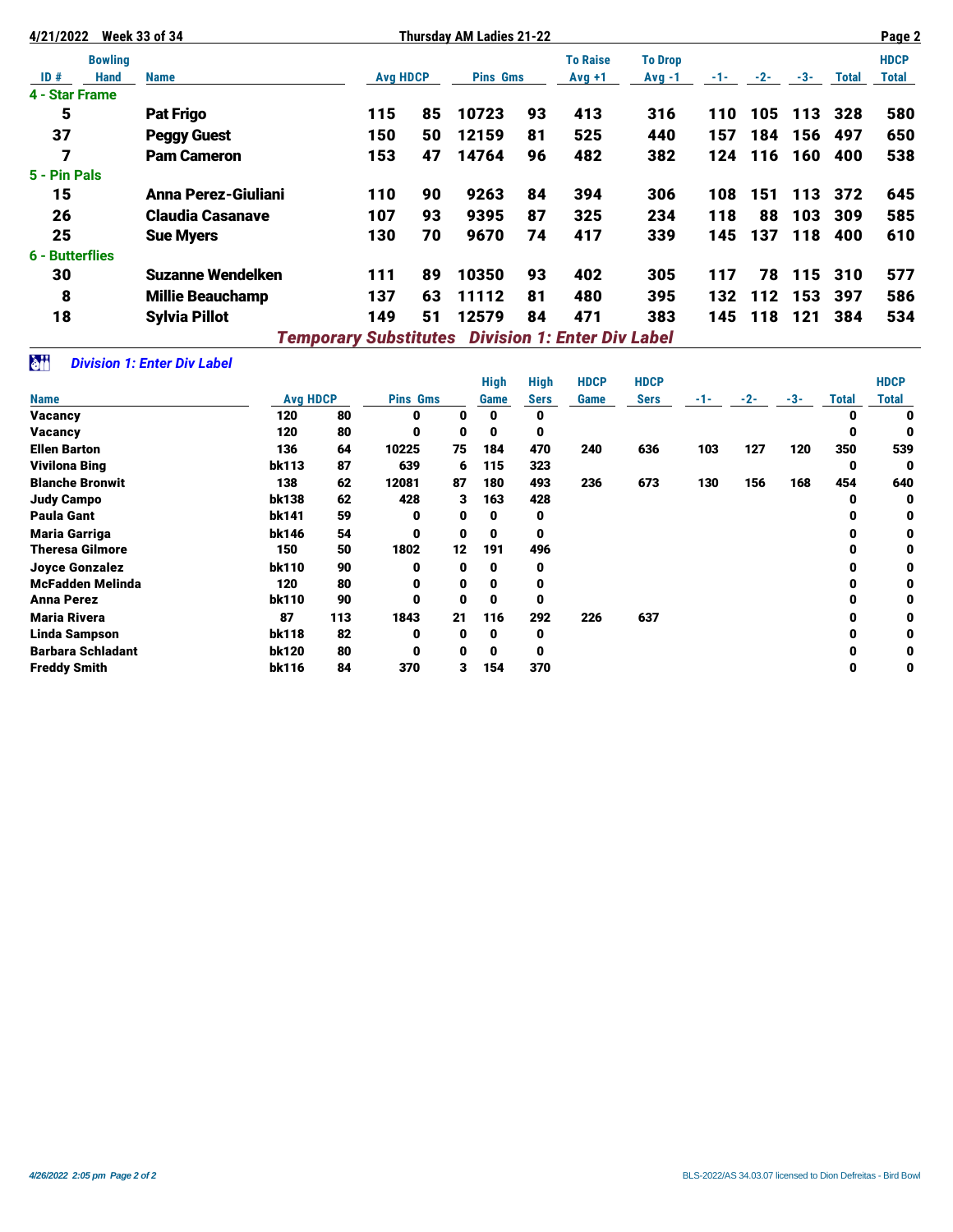| ID # | Bowling Hand | Name | Avg | HDCP | Pins | Gms | To Raise Avg +1 | To Drop Avg -1 | -1- | -2- | -3- | Total | HDCP Total |
|---|---|---|---|---|---|---|---|---|---|---|---|---|---|
| **4 - Star Frame** | | | | | | | | | | | | | |
| 5 | | Pat Frigo | 115 | 85 | 10723 | 93 | 413 | 316 | 110 | 105 | 113 | 328 | 580 |
| 37 | | Peggy Guest | 150 | 50 | 12159 | 81 | 525 | 440 | 157 | 184 | 156 | 497 | 650 |
| 7 | | Pam Cameron | 153 | 47 | 14764 | 96 | 482 | 382 | 124 | 116 | 160 | 400 | 538 |
| **5 - Pin Pals** | | | | | | | | | | | | | |
| 15 | | Anna Perez-Giuliani | 110 | 90 | 9263 | 84 | 394 | 306 | 108 | 151 | 113 | 372 | 645 |
| 26 | | Claudia Casanave | 107 | 93 | 9395 | 87 | 325 | 234 | 118 | 88 | 103 | 309 | 585 |
| 25 | | Sue Myers | 130 | 70 | 9670 | 74 | 417 | 339 | 145 | 137 | 118 | 400 | 610 |
| **6 - Butterflies** | | | | | | | | | | | | | |
| 30 | | Suzanne Wendelken | 111 | 89 | 10350 | 93 | 402 | 305 | 117 | 78 | 115 | 310 | 577 |
| 8 | | Millie Beauchamp | 137 | 63 | 11112 | 81 | 480 | 395 | 132 | 112 | 153 | 397 | 586 |
| 18 | | Sylvia Pillot | 149 | 51 | 12579 | 84 | 471 | 383 | 145 | 118 | 121 | 384 | 534 |

***Temporary Substitutes Division 1: Enter Div Label***

***Division 1: Enter Div Label***

| Name | Avg | HDCP | Pins | Gms | High Game | High Sers | HDCP Game | HDCP Sers | -1- | -2- | -3- | Total | HDCP Total |
|---|---|---|---|---|---|---|---|---|---|---|---|---|---|
| Vacancy | 120 | 80 | 0 | 0 | 0 | 0 | | | | | | 0 | 0 |
| Vacancy | 120 | 80 | 0 | 0 | 0 | 0 | | | | | | 0 | 0 |
| Ellen Barton | 136 | 64 | 10225 | 75 | 184 | 470 | 240 | 636 | 103 | 127 | 120 | 350 | 539 |
| Vivilona Bing | bk113 | 87 | 639 | 6 | 115 | 323 | | | | | | 0 | 0 |
| Blanche Bronwit | 138 | 62 | 12081 | 87 | 180 | 493 | 236 | 673 | 130 | 156 | 168 | 454 | 640 |
| Judy Campo | bk138 | 62 | 428 | 3 | 163 | 428 | | | | | | 0 | 0 |
| Paula Gant | bk141 | 59 | 0 | 0 | 0 | 0 | | | | | | 0 | 0 |
| Maria Garriga | bk146 | 54 | 0 | 0 | 0 | 0 | | | | | | 0 | 0 |
| Theresa Gilmore | 150 | 50 | 1802 | 12 | 191 | 496 | | | | | | 0 | 0 |
| Joyce Gonzalez | bk110 | 90 | 0 | 0 | 0 | 0 | | | | | | 0 | 0 |
| McFadden Melinda | 120 | 80 | 0 | 0 | 0 | 0 | | | | | | 0 | 0 |
| Anna Perez | bk110 | 90 | 0 | 0 | 0 | 0 | | | | | | 0 | 0 |
| Maria Rivera | 87 | 113 | 1843 | 21 | 116 | 292 | 226 | 637 | | | | 0 | 0 |
| Linda Sampson | bk118 | 82 | 0 | 0 | 0 | 0 | | | | | | 0 | 0 |
| Barbara Schladant | bk120 | 80 | 0 | 0 | 0 | 0 | | | | | | 0 | 0 |
| Freddy Smith | bk116 | 84 | 370 | 3 | 154 | 370 | | | | | | 0 | 0 |

BLS-2022/AS 34.03.07 licensed to Dion Defreitas - Bird Bowl